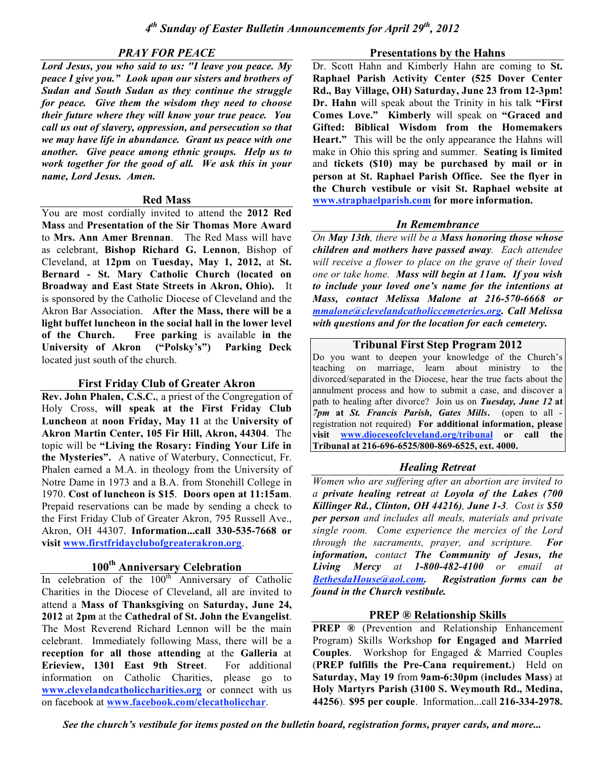# *4th Sunday of Easter Bulletin Announcements for April 29th, 2012*

## *PRAY FOR PEACE*

***Lord Jesus, you who said to us: "I leave you peace. My peace I give you." Look upon our sisters and brothers of Sudan and South Sudan as they continue the struggle for peace. Give them the wisdom they need to choose their future where they will know your true peace. You call us out of slavery, oppression, and persecution so that we may have life in abundance. Grant us peace with one another. Give peace among ethnic groups. Help us to work together for the good of all. We ask this in your name, Lord Jesus. Amen.***

## Red Mass

You are most cordially invited to attend the **2012 Red Mass** and **Presentation of the Sir Thomas More Award** to **Mrs. Ann Amer Brennan**. The Red Mass will have as celebrant, **Bishop Richard G. Lennon**, Bishop of Cleveland, at **12pm** on **Tuesday, May 1, 2012,** at **St. Bernard - St. Mary Catholic Church (located on Broadway and East State Streets in Akron, Ohio).** It is sponsored by the Catholic Diocese of Cleveland and the Akron Bar Association. **After the Mass, there will be a light buffet luncheon in the social hall in the lower level of the Church. Free parking** is available **in the University of Akron ("Polsky's") Parking Deck** located just south of the church.

## First Friday Club of Greater Akron

**Rev. John Phalen, C.S.C.**, a priest of the Congregation of Holy Cross, **will speak at the First Friday Club Luncheon** at **noon Friday, May 11** at the **University of Akron Martin Center, 105 Fir Hill, Akron, 44304**. The topic will be **"Living the Rosary: Finding Your Life in the Mysteries".** A native of Waterbury, Connecticut, Fr. Phalen earned a M.A. in theology from the University of Notre Dame in 1973 and a B.A. from Stonehill College in 1970. **Cost of luncheon is $15**. **Doors open at 11:15am**. Prepaid reservations can be made by sending a check to the First Friday Club of Greater Akron, 795 Russell Ave., Akron, OH 44307. **Information...call 330-535-7668 or visit www.firstfridayclubofgreaterakron.org**.

## 100th Anniversary Celebration

In celebration of the 100th Anniversary of Catholic Charities in the Diocese of Cleveland, all are invited to attend a **Mass of Thanksgiving** on **Saturday, June 24, 2012** at **2pm** at the **Cathedral of St. John the Evangelist**. The Most Reverend Richard Lennon will be the main celebrant. Immediately following Mass, there will be a **reception for all those attending** at the **Galleria** at **Erieview, 1301 East 9th Street**. For additional information on Catholic Charities, please go to **www.clevelandcatholiccharities.org** or connect with us on facebook at **www.facebook.com/clecatholicchar**.

## Presentations by the Hahns

Dr. Scott Hahn and Kimberly Hahn are coming to **St. Raphael Parish Activity Center (525 Dover Center Rd., Bay Village, OH) Saturday, June 23 from 12-3pm! Dr. Hahn** will speak about the Trinity in his talk **"First Comes Love." Kimberly** will speak on **"Graced and Gifted: Biblical Wisdom from the Homemakers Heart."** This will be the only appearance the Hahns will make in Ohio this spring and summer. **Seating is limited** and **tickets ($10) may be purchased by mail or in person at St. Raphael Parish Office. See the flyer in the Church vestibule or visit St. Raphael website at www.straphaelparish.com for more information.**

## *In Remembrance*

*On May 13th, there will be a **Mass honoring those whose children and mothers have passed away**. Each attendee will receive a flower to place on the grave of their loved one or take home. **Mass will begin at 11am. If you wish to include your loved one's name for the intentions at Mass, contact Melissa Malone at 216-570-6668 or mmalone@clevelandcatholiccemeteries.org. Call Melissa with questions and for the location for each cemetery.***

## Tribunal First Step Program 2012

Do you want to deepen your knowledge of the Church's teaching on marriage, learn about ministry to the divorced/separated in the Diocese, hear the true facts about the annulment process and how to submit a case, and discover a path to healing after divorce? Join us on ***Tuesday, June 12* at *7pm* at *St. Francis Parish, Gates Mills*.** (open to all - registration not required) **For additional information, please visit www.dioceseofcleveland.org/tribunal or call the Tribunal at 216-696-6525/800-869-6525, ext. 4000.**

## *Healing Retreat*

*Women who are suffering after an abortion are invited to a **private healing retreat** at **Loyola of the Lakes (700 Killinger Rd., Clinton, OH 44216), June 1-3**. Cost is **$50 per person** and includes all meals, materials and private single room. Come experience the mercies of the Lord through the sacraments, prayer, and scripture. **For information,** contact **The Community of Jesus, the Living Mercy** at **1-800-482-4100** or email at **BethesdaHouse@aol.com. Registration forms can be found in the Church vestibule.***

## PREP ® Relationship Skills

**PREP ®** (Prevention and Relationship Enhancement Program) Skills Workshop **for Engaged and Married Couples**. Workshop for Engaged & Married Couples (**PREP fulfills the Pre-Cana requirement.**) Held on **Saturday, May 19** from **9am-6:30pm** (**includes Mass**) at **Holy Martyrs Parish (3100 S. Weymouth Rd., Medina, 44256)**. **$95 per couple**. Information...call **216-334-2978.**

***See the church's vestibule for items posted on the bulletin board, registration forms, prayer cards, and more...***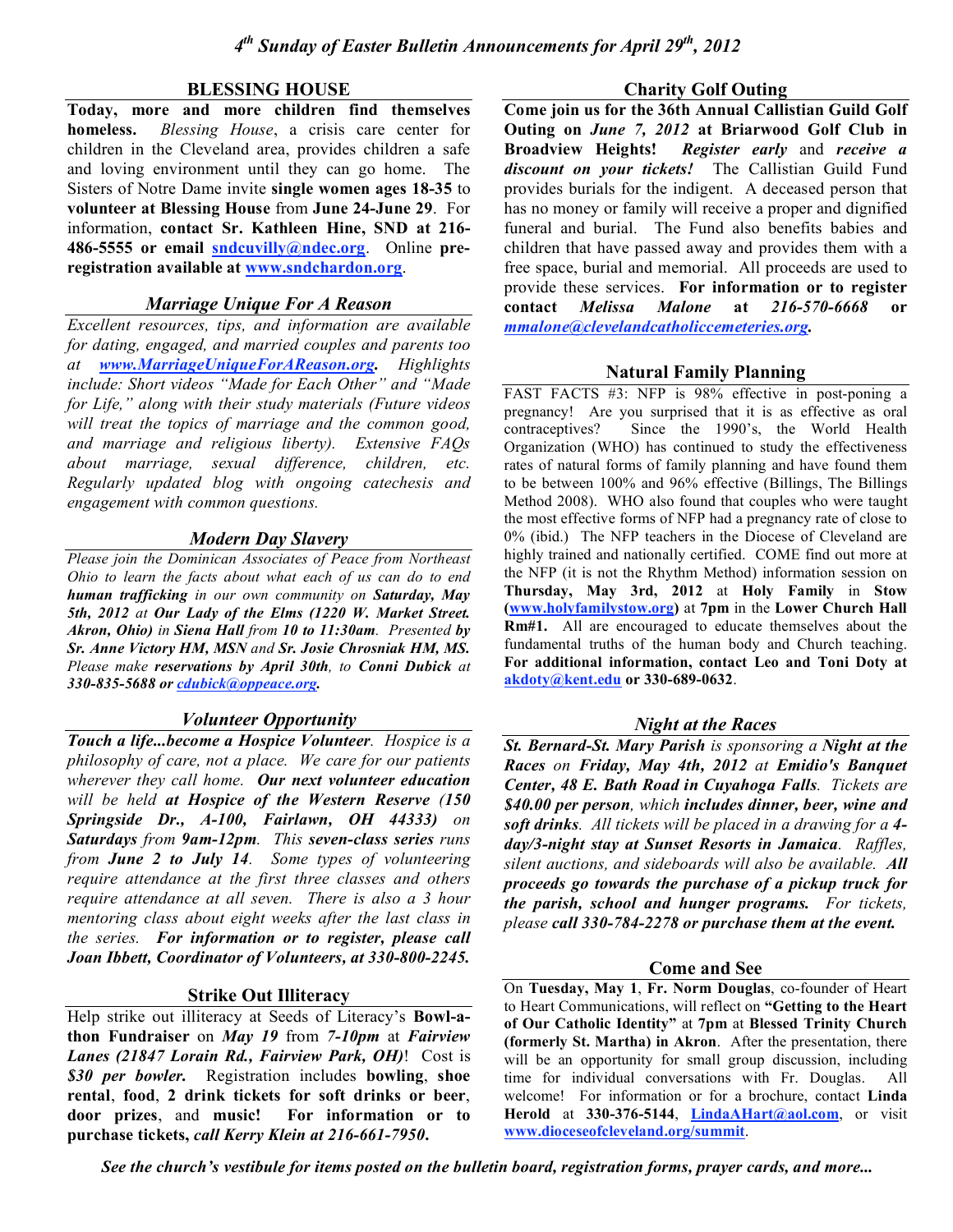# 4th Sunday of Easter Bulletin Announcements for April 29th, 2012

## BLESSING HOUSE

**Today, more and more children find themselves homeless.** *Blessing House*, a crisis care center for children in the Cleveland area, provides children a safe and loving environment until they can go home. The Sisters of Notre Dame invite **single women ages 18-35** to **volunteer at Blessing House** from **June 24-June 29**. For information, **contact Sr. Kathleen Hine, SND at 216-486-5555 or email sndcuvilly@ndec.org**. Online **pre-registration available at www.sndchardon.org**.

## *Marriage Unique For A Reason*

*Excellent resources, tips, and information are available for dating, engaged, and married couples and parents too at* ***www.MarriageUniqueForAReason.org.*** *Highlights include: Short videos "Made for Each Other" and "Made for Life," along with their study materials (Future videos will treat the topics of marriage and the common good, and marriage and religious liberty). Extensive FAQs about marriage, sexual difference, children, etc. Regularly updated blog with ongoing catechesis and engagement with common questions.*

## *Modern Day Slavery*

*Please join the Dominican Associates of Peace from Northeast Ohio to learn the facts about what each of us can do to end* ***human trafficking*** *in our own community on* ***Saturday, May 5th, 2012*** *at* ***Our Lady of the Elms (1220 W. Market Street. Akron, Ohio)*** *in* ***Siena Hall*** *from* ***10 to 11:30am****. Presented* ***by Sr. Anne Victory HM, MSN*** *and* ***Sr. Josie Chrosniak HM, MS.*** *Please make* ***reservations by April 30th****, to* ***Conni Dubick*** *at* ***330-835-5688 or cdubick@oppeace.org.***

## *Volunteer Opportunity*

***Touch a life...become a Hospice Volunteer****. Hospice is a philosophy of care, not a place. We care for our patients wherever they call home.* ***Our next volunteer education*** *will be held* ***at Hospice of the Western Reserve (150 Springside Dr., A-100, Fairlawn, OH 44333)*** *on* ***Saturdays*** *from* ***9am-12pm****. This* ***seven-class series*** *runs from* ***June 2 to July 14****. Some types of volunteering require attendance at the first three classes and others require attendance at all seven. There is also a 3 hour mentoring class about eight weeks after the last class in the series.* ***For information or to register, please call Joan Ibbett, Coordinator of Volunteers, at 330-800-2245.***

## Strike Out Illiteracy

Help strike out illiteracy at Seeds of Literacy's **Bowl-a-thon Fundraiser** on ***May 19*** from ***7-10pm*** at ***Fairview Lanes (21847 Lorain Rd., Fairview Park, OH)***! Cost is ***$30 per bowler.*** Registration includes **bowling**, **shoe rental**, **food**, **2 drink tickets for soft drinks or beer**, **door prizes**, and **music! For information or to purchase tickets, *call Kerry Klein at 216-661-7950*.**

## Charity Golf Outing

**Come join us for the 36th Annual Callistian Guild Golf Outing on *June 7, 2012* at Briarwood Golf Club in Broadview Heights! *Register early* and *receive a discount on your tickets!*** The Callistian Guild Fund provides burials for the indigent. A deceased person that has no money or family will receive a proper and dignified funeral and burial. The Fund also benefits babies and children that have passed away and provides them with a free space, burial and memorial. All proceeds are used to provide these services. **For information or to register contact *Melissa Malone* at *216-570-6668* or *mmalone@clevelandcatholiccemeteries.org.***

## Natural Family Planning

FAST FACTS #3: NFP is 98% effective in post-poning a pregnancy! Are you surprised that it is as effective as oral contraceptives? Since the 1990's, the World Health Organization (WHO) has continued to study the effectiveness rates of natural forms of family planning and have found them to be between 100% and 96% effective (Billings, The Billings Method 2008). WHO also found that couples who were taught the most effective forms of NFP had a pregnancy rate of close to 0% (ibid.) The NFP teachers in the Diocese of Cleveland are highly trained and nationally certified. COME find out more at the NFP (it is not the Rhythm Method) information session on **Thursday, May 3rd, 2012** at **Holy Family** in **Stow (www.holyfamilystow.org)** at **7pm** in the **Lower Church Hall Rm#1.** All are encouraged to educate themselves about the fundamental truths of the human body and Church teaching. **For additional information, contact Leo and Toni Doty at akdoty@kent.edu or 330-689-0632**.

## *Night at the Races*

***St. Bernard-St. Mary Parish*** *is sponsoring a* ***Night at the Races*** *on* ***Friday, May 4th, 2012*** *at* ***Emidio's Banquet Center, 48 E. Bath Road in Cuyahoga Falls****. Tickets are* ***$40.00 per person****, which* ***includes dinner, beer, wine and soft drinks****. All tickets will be placed in a drawing for a* ***4-day/3-night stay at Sunset Resorts in Jamaica****. Raffles, silent auctions, and sideboards will also be available.* ***All proceeds go towards the purchase of a pickup truck for the parish, school and hunger programs.*** *For tickets, please* ***call 330-784-2278 or purchase them at the event.***

## Come and See

On **Tuesday, May 1**, **Fr. Norm Douglas**, co-founder of Heart to Heart Communications, will reflect on **"Getting to the Heart of Our Catholic Identity"** at **7pm** at **Blessed Trinity Church (formerly St. Martha) in Akron**. After the presentation, there will be an opportunity for small group discussion, including time for individual conversations with Fr. Douglas. All welcome! For information or for a brochure, contact **Linda Herold** at **330-376-5144**, **LindaAHart@aol.com**, or visit **www.dioceseofcleveland.org/summit**.

***See the church's vestibule for items posted on the bulletin board, registration forms, prayer cards, and more...***